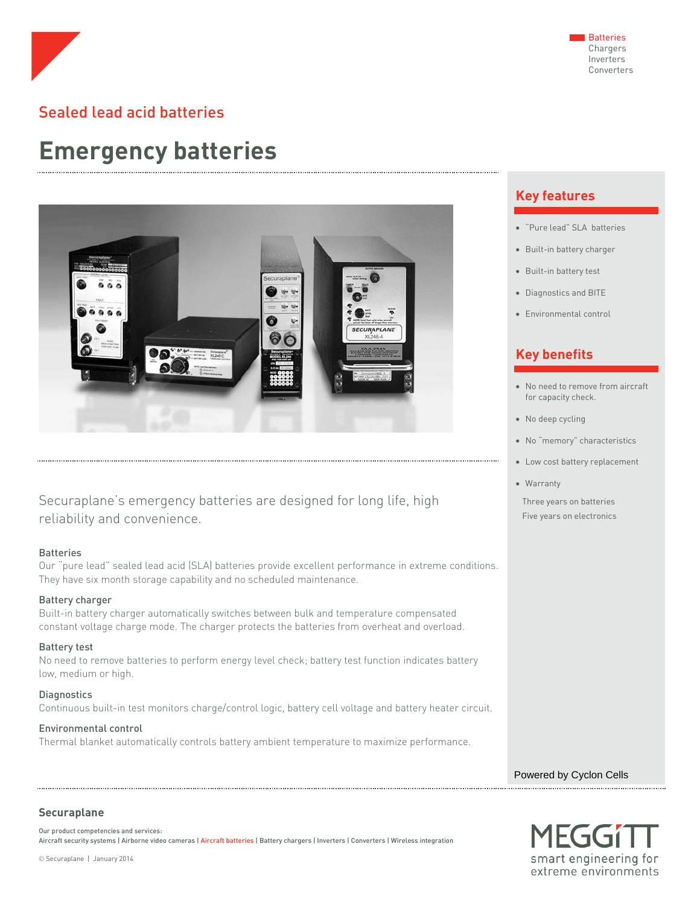Batteries
Chargers
Inverters
Converters

## Sealed lead acid batteries

# Emergency batteries

Securaplane's emergency batteries are designed for long life, high reliability and convenience.

### Batteries

Our "pure lead" sealed lead acid (SLA) batteries provide excellent performance in extreme conditions. They have six month storage capability and no scheduled maintenance.

### Battery charger

Built-in battery charger automatically switches between bulk and temperature compensated constant voltage charge mode. The charger protects the batteries from overheat and overload.

### Battery test

No need to remove batteries to perform energy level check; battery test function indicates battery low, medium or high.

### Diagnostics

Continuous built-in test monitors charge/control logic, battery cell voltage and battery heater circuit.

### Environmental control

Thermal blanket automatically controls battery ambient temperature to maximize performance.

## Key features

- "Pure lead" SLA batteries
- Built-in battery charger
- Built-in battery test
- Diagnostics and BITE
- Environmental control

## Key benefits

- No need to remove from aircraft for capacity check.
- No deep cycling
- No "memory" characteristics
- Low cost battery replacement
- Warranty

  Three years on batteries
  Five years on electronics

Powered by Cyclon Cells

**Securaplane**

Our product competencies and services:
Aircraft security systems | Airborne video cameras | Aircraft batteries | Battery chargers | Inverters | Converters | Wireless integration

© Securaplane | January 2014

MEGGITT
smart engineering for extreme environments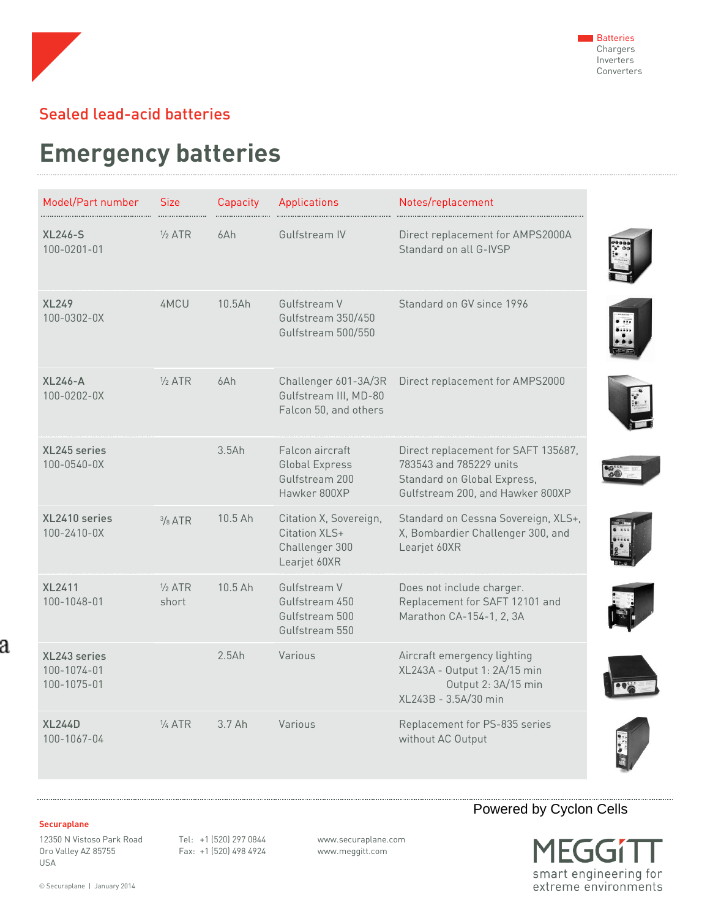Batteries
Chargers
Inverters
Converters

## Sealed lead-acid batteries

# Emergency batteries

| Model/Part number | Size | Capacity | Applications | Notes/replacement |
|---|---|---|---|---|
| **XL246-S**<br>100-0201-01 | ½ ATR | 6Ah | Gulfstream IV | Direct replacement for AMPS2000A<br>Standard on all G-IVSP |
| **XL249**<br>100-0302-0X | 4MCU | 10.5Ah | Gulfstream V<br>Gulfstream 350/450<br>Gulfstream 500/550 | Standard on GV since 1996 |
| **XL246-A**<br>100-0202-0X | ½ ATR | 6Ah | Challenger 601-3A/3R<br>Gulfstream III, MD-80<br>Falcon 50, and others | Direct replacement for AMPS2000 |
| **XL245 series**<br>100-0540-0X | | 3.5Ah | Falcon aircraft<br>Global Express<br>Gulfstream 200<br>Hawker 800XP | Direct replacement for SAFT 135687, 783543 and 785229 units<br>Standard on Global Express, Gulfstream 200, and Hawker 800XP |
| **XL2410 series**<br>100-2410-0X | ⅜ ATR | 10.5 Ah | Citation X, Sovereign,<br>Citation XLS+<br>Challenger 300<br>Learjet 60XR | Standard on Cessna Sovereign, XLS+, X, Bombardier Challenger 300, and Learjet 60XR |
| **XL2411**<br>100-1048-01 | ½ ATR short | 10.5 Ah | Gulfstream V<br>Gulfstream 450<br>Gulfstream 500<br>Gulfstream 550 | Does not include charger.<br>Replacement for SAFT 12101 and Marathon CA-154-1, 2, 3A |
| **XL243 series**<br>100-1074-01<br>100-1075-01 | | 2.5Ah | Various | Aircraft emergency lighting<br>XL243A - Output 1: 2A/15 min<br>Output 2: 3A/15 min<br>XL243B - 3.5A/30 min |
| **XL244D**<br>100-1067-04 | ¼ ATR | 3.7 Ah | Various | Replacement for PS-835 series without AC Output |

Powered by Cyclon Cells

**Securaplane**
12350 N Vistoso Park Road
Oro Valley AZ 85755
USA

Tel: +1 (520) 297 0844
Fax: +1 (520) 498 4924

www.securaplane.com
www.meggitt.com

MEGGITT
smart engineering for extreme environments

© Securaplane | January 2014